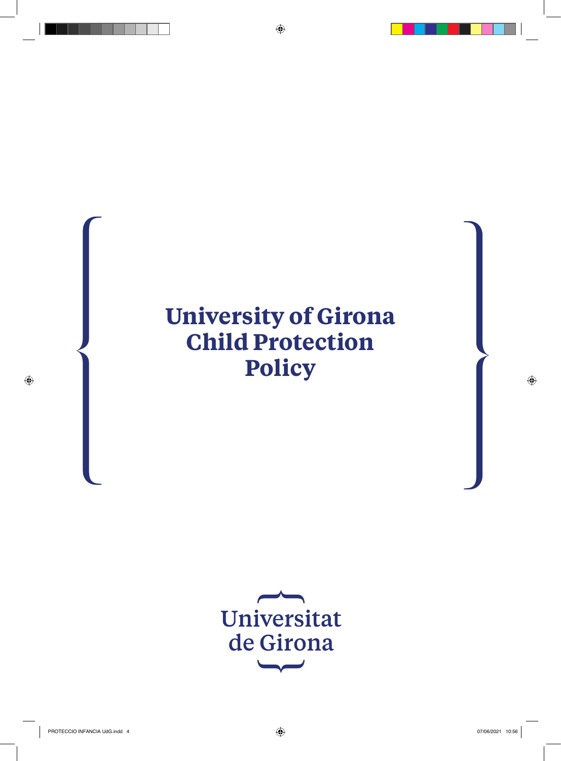# University of Girona Child Protection Policy

Universitat de Girona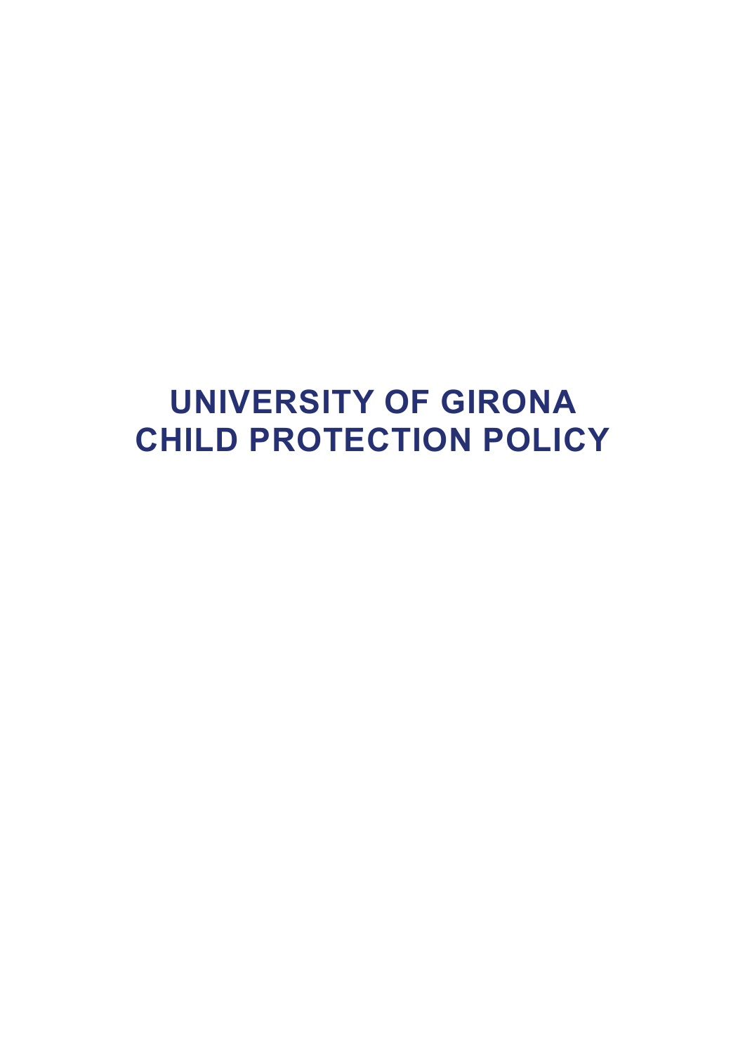# UNIVERSITY OF GIRONA
# CHILD PROTECTION POLICY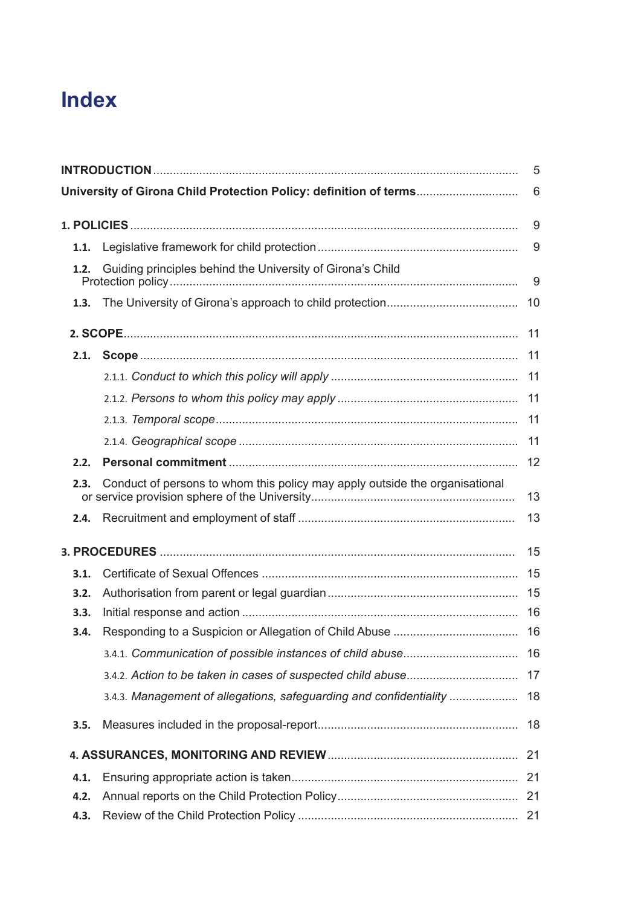# Index

| | |
|---|---|
| **INTRODUCTION** | 5 |
| **University of Girona Child Protection Policy: definition of terms** | 6 |
| **1. POLICIES** | 9 |
| **1.1.** Legislative framework for child protection | 9 |
| **1.2.** Guiding principles behind the University of Girona's Child Protection policy | 9 |
| **1.3.** The University of Girona's approach to child protection | 10 |
| **2. SCOPE** | 11 |
| **2.1.** **Scope** | 11 |
| 2.1.1. *Conduct to which this policy will apply* | 11 |
| 2.1.2. *Persons to whom this policy may apply* | 11 |
| 2.1.3. *Temporal scope* | 11 |
| 2.1.4. *Geographical scope* | 11 |
| **2.2.** **Personal commitment** | 12 |
| **2.3.** Conduct of persons to whom this policy may apply outside the organisational or service provision sphere of the University | 13 |
| **2.4.** Recruitment and employment of staff | 13 |
| **3. PROCEDURES** | 15 |
| **3.1.** Certificate of Sexual Offences | 15 |
| **3.2.** Authorisation from parent or legal guardian | 15 |
| **3.3.** Initial response and action | 16 |
| **3.4.** Responding to a Suspicion or Allegation of Child Abuse | 16 |
| 3.4.1. *Communication of possible instances of child abuse* | 16 |
| 3.4.2. *Action to be taken in cases of suspected child abuse* | 17 |
| 3.4.3. *Management of allegations, safeguarding and confidentiality* | 18 |
| **3.5.** Measures included in the proposal-report | 18 |
| **4. ASSURANCES, MONITORING AND REVIEW** | 21 |
| **4.1.** Ensuring appropriate action is taken | 21 |
| **4.2.** Annual reports on the Child Protection Policy | 21 |
| **4.3.** Review of the Child Protection Policy | 21 |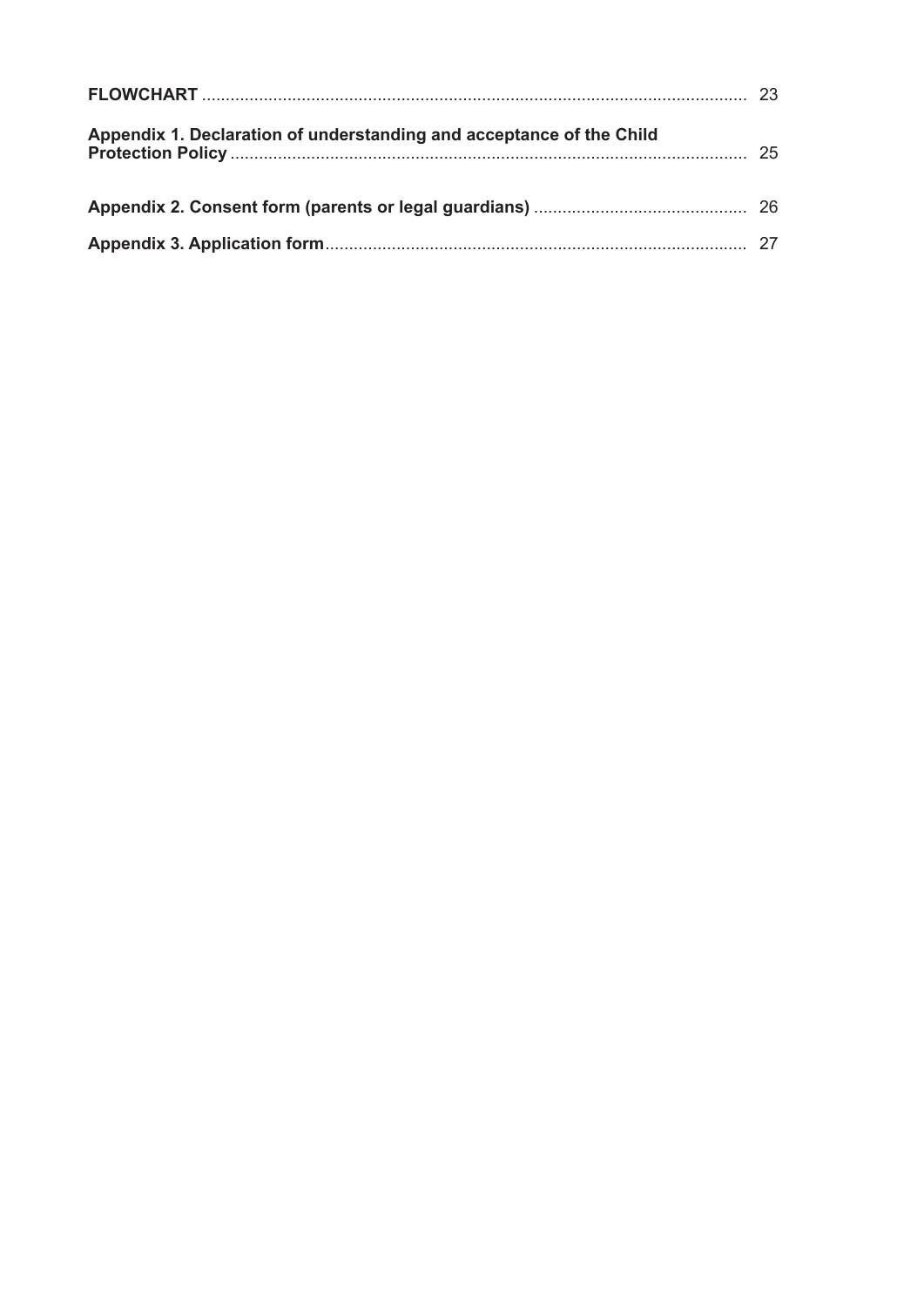**FLOWCHART** .................................................................................................................. 23

**Appendix 1. Declaration of understanding and acceptance of the Child Protection Policy** ............................................................................................................ 25

**Appendix 2. Consent form (parents or legal guardians)** ............................................ 26

**Appendix 3. Application form**........................................................................................ 27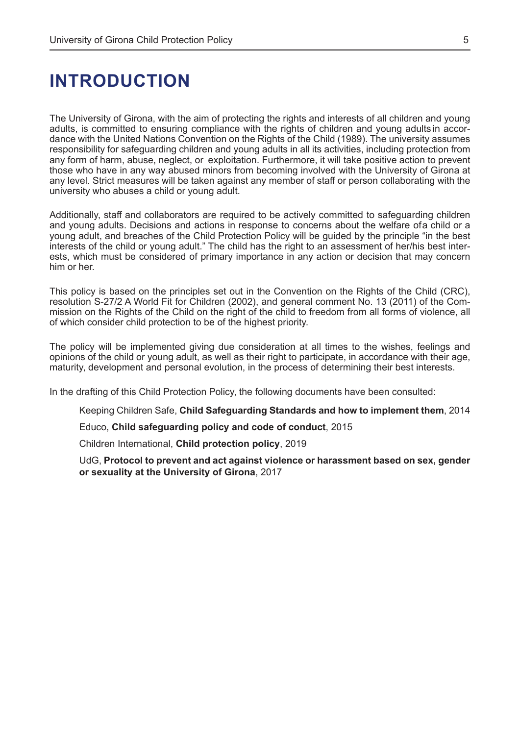# INTRODUCTION

The University of Girona, with the aim of protecting the rights and interests of all children and young adults, is committed to ensuring compliance with the rights of children and young adults in accordance with the United Nations Convention on the Rights of the Child (1989). The university assumes responsibility for safeguarding children and young adults in all its activities, including protection from any form of harm, abuse, neglect, or exploitation. Furthermore, it will take positive action to prevent those who have in any way abused minors from becoming involved with the University of Girona at any level. Strict measures will be taken against any member of staff or person collaborating with the university who abuses a child or young adult.

Additionally, staff and collaborators are required to be actively committed to safeguarding children and young adults. Decisions and actions in response to concerns about the welfare ofa child or a young adult, and breaches of the Child Protection Policy will be guided by the principle "in the best interests of the child or young adult." The child has the right to an assessment of her/his best interests, which must be considered of primary importance in any action or decision that may concern him or her.

This policy is based on the principles set out in the Convention on the Rights of the Child (CRC), resolution S-27/2 A World Fit for Children (2002), and general comment No. 13 (2011) of the Commission on the Rights of the Child on the right of the child to freedom from all forms of violence, all of which consider child protection to be of the highest priority.

The policy will be implemented giving due consideration at all times to the wishes, feelings and opinions of the child or young adult, as well as their right to participate, in accordance with their age, maturity, development and personal evolution, in the process of determining their best interests.

In the drafting of this Child Protection Policy, the following documents have been consulted:

Keeping Children Safe, **Child Safeguarding Standards and how to implement them**, 2014

Educo, **Child safeguarding policy and code of conduct**, 2015

Children International, **Child protection policy**, 2019

UdG, **Protocol to prevent and act against violence or harassment based on sex, gender or sexuality at the University of Girona**, 2017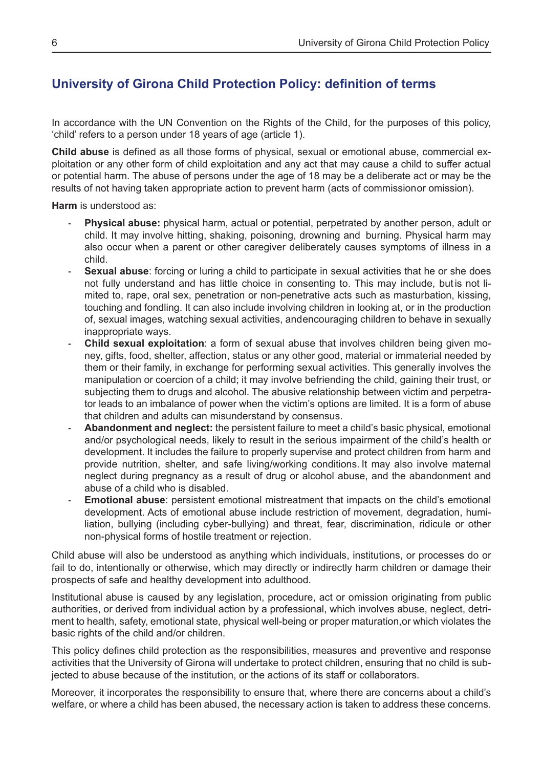## University of Girona Child Protection Policy: definition of terms

In accordance with the UN Convention on the Rights of the Child, for the purposes of this policy, 'child' refers to a person under 18 years of age (article 1).

**Child abuse** is defined as all those forms of physical, sexual or emotional abuse, commercial exploitation or any other form of child exploitation and any act that may cause a child to suffer actual or potential harm. The abuse of persons under the age of 18 may be a deliberate act or may be the results of not having taken appropriate action to prevent harm (acts of commissionor omission).

**Harm** is understood as:

- **Physical abuse:** physical harm, actual or potential, perpetrated by another person, adult or child. It may involve hitting, shaking, poisoning, drowning and burning. Physical harm may also occur when a parent or other caregiver deliberately causes symptoms of illness in a child.
- **Sexual abuse**: forcing or luring a child to participate in sexual activities that he or she does not fully understand and has little choice in consenting to. This may include, butis not limited to, rape, oral sex, penetration or non-penetrative acts such as masturbation, kissing, touching and fondling. It can also include involving children in looking at, or in the production of, sexual images, watching sexual activities, andencouraging children to behave in sexually inappropriate ways.
- **Child sexual exploitation**: a form of sexual abuse that involves children being given money, gifts, food, shelter, affection, status or any other good, material or immaterial needed by them or their family, in exchange for performing sexual activities. This generally involves the manipulation or coercion of a child; it may involve befriending the child, gaining their trust, or subjecting them to drugs and alcohol. The abusive relationship between victim and perpetrator leads to an imbalance of power when the victim's options are limited. It is a form of abuse that children and adults can misunderstand by consensus.
- **Abandonment and neglect:** the persistent failure to meet a child's basic physical, emotional and/or psychological needs, likely to result in the serious impairment of the child's health or development. It includes the failure to properly supervise and protect children from harm and provide nutrition, shelter, and safe living/working conditions. It may also involve maternal neglect during pregnancy as a result of drug or alcohol abuse, and the abandonment and abuse of a child who is disabled.
- **Emotional abuse**: persistent emotional mistreatment that impacts on the child's emotional development. Acts of emotional abuse include restriction of movement, degradation, humiliation, bullying (including cyber-bullying) and threat, fear, discrimination, ridicule or other non-physical forms of hostile treatment or rejection.

Child abuse will also be understood as anything which individuals, institutions, or processes do or fail to do, intentionally or otherwise, which may directly or indirectly harm children or damage their prospects of safe and healthy development into adulthood.

Institutional abuse is caused by any legislation, procedure, act or omission originating from public authorities, or derived from individual action by a professional, which involves abuse, neglect, detriment to health, safety, emotional state, physical well-being or proper maturation,or which violates the basic rights of the child and/or children.

This policy defines child protection as the responsibilities, measures and preventive and response activities that the University of Girona will undertake to protect children, ensuring that no child is subjected to abuse because of the institution, or the actions of its staff or collaborators.

Moreover, it incorporates the responsibility to ensure that, where there are concerns about a child's welfare, or where a child has been abused, the necessary action is taken to address these concerns.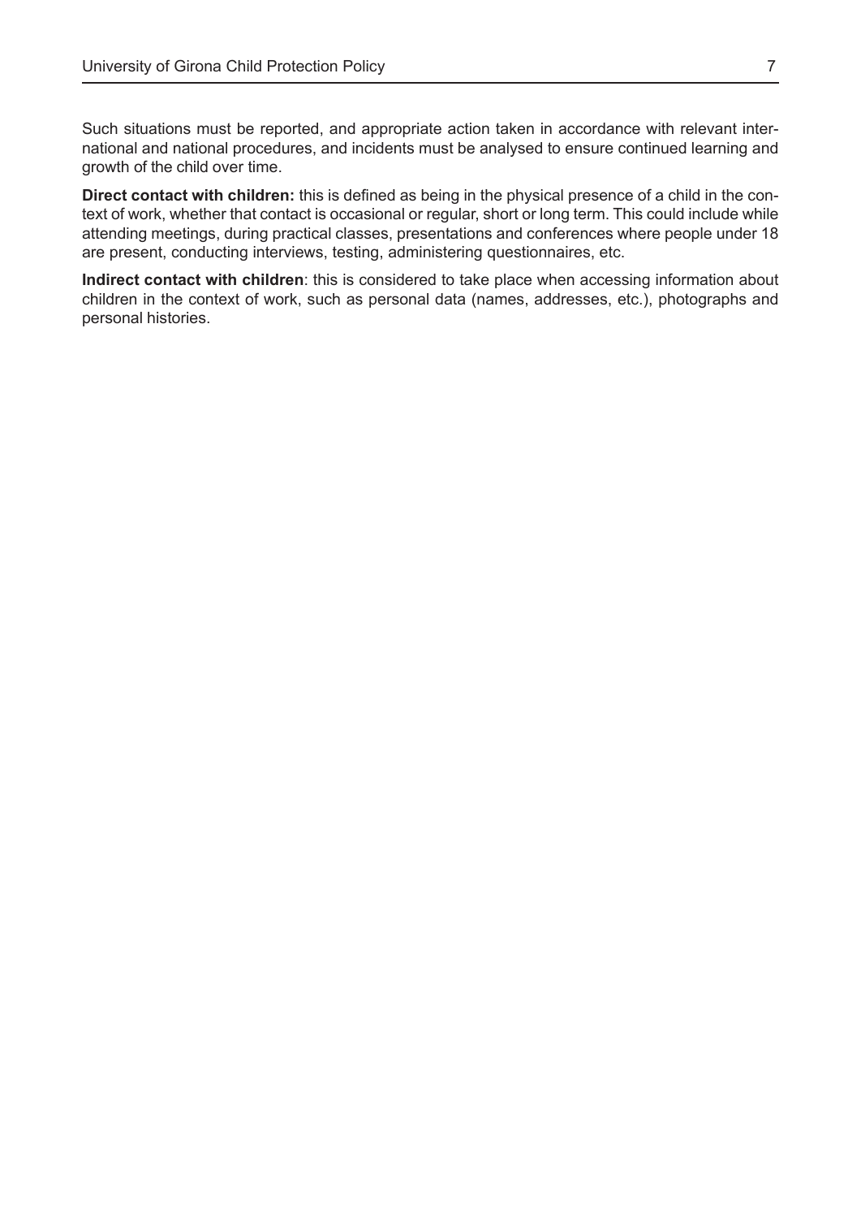Such situations must be reported, and appropriate action taken in accordance with relevant international and national procedures, and incidents must be analysed to ensure continued learning and growth of the child over time.

**Direct contact with children:** this is defined as being in the physical presence of a child in the context of work, whether that contact is occasional or regular, short or long term. This could include while attending meetings, during practical classes, presentations and conferences where people under 18 are present, conducting interviews, testing, administering questionnaires, etc.

**Indirect contact with children**: this is considered to take place when accessing information about children in the context of work, such as personal data (names, addresses, etc.), photographs and personal histories.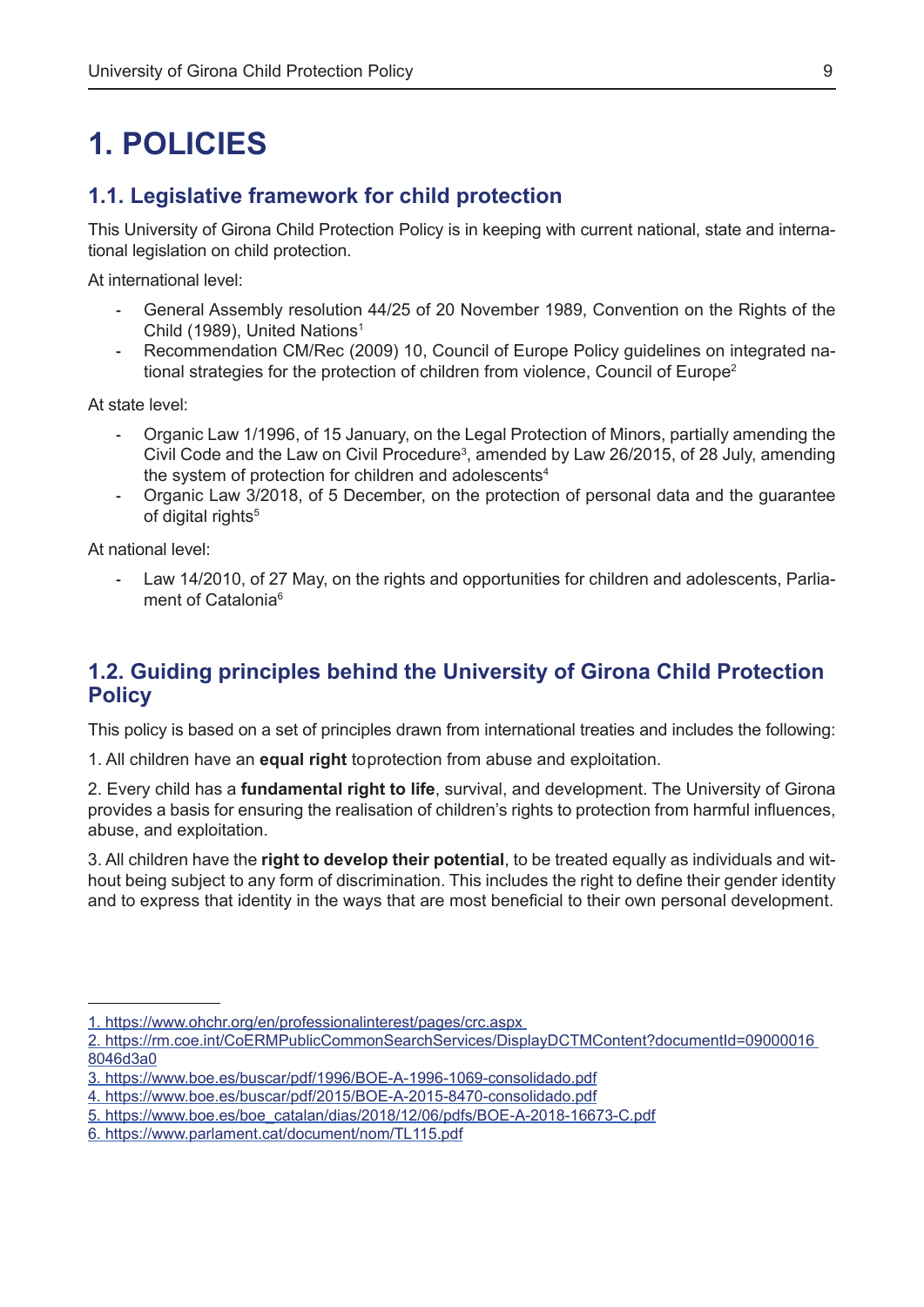# 1. POLICIES

## 1.1. Legislative framework for child protection

This University of Girona Child Protection Policy is in keeping with current national, state and international legislation on child protection.

At international level:

- General Assembly resolution 44/25 of 20 November 1989, Convention on the Rights of the Child (1989), United Nations[1]
- Recommendation CM/Rec (2009) 10, Council of Europe Policy guidelines on integrated national strategies for the protection of children from violence, Council of Europe[2]

At state level:

- Organic Law 1/1996, of 15 January, on the Legal Protection of Minors, partially amending the Civil Code and the Law on Civil Procedure[3], amended by Law 26/2015, of 28 July, amending the system of protection for children and adolescents[4]
- Organic Law 3/2018, of 5 December, on the protection of personal data and the guarantee of digital rights[5]

At national level:

- Law 14/2010, of 27 May, on the rights and opportunities for children and adolescents, Parliament of Catalonia[6]

## 1.2. Guiding principles behind the University of Girona Child Protection Policy

This policy is based on a set of principles drawn from international treaties and includes the following:

1. All children have an **equal right** toprotection from abuse and exploitation.

2. Every child has a **fundamental right to life**, survival, and development. The University of Girona provides a basis for ensuring the realisation of children's rights to protection from harmful influences, abuse, and exploitation.

3. All children have the **right to develop their potential**, to be treated equally as individuals and without being subject to any form of discrimination. This includes the right to define their gender identity and to express that identity in the ways that are most beneficial to their own personal development.

---

1. https://www.ohchr.org/en/professionalinterest/pages/crc.aspx
2. https://rm.coe.int/CoERMPublicCommonSearchServices/DisplayDCTMContent?documentId=09000016 8046d3a0
3. https://www.boe.es/buscar/pdf/1996/BOE-A-1996-1069-consolidado.pdf
4. https://www.boe.es/buscar/pdf/2015/BOE-A-2015-8470-consolidado.pdf
5. https://www.boe.es/boe_catalan/dias/2018/12/06/pdfs/BOE-A-2018-16673-C.pdf
6. https://www.parlament.cat/document/nom/TL115.pdf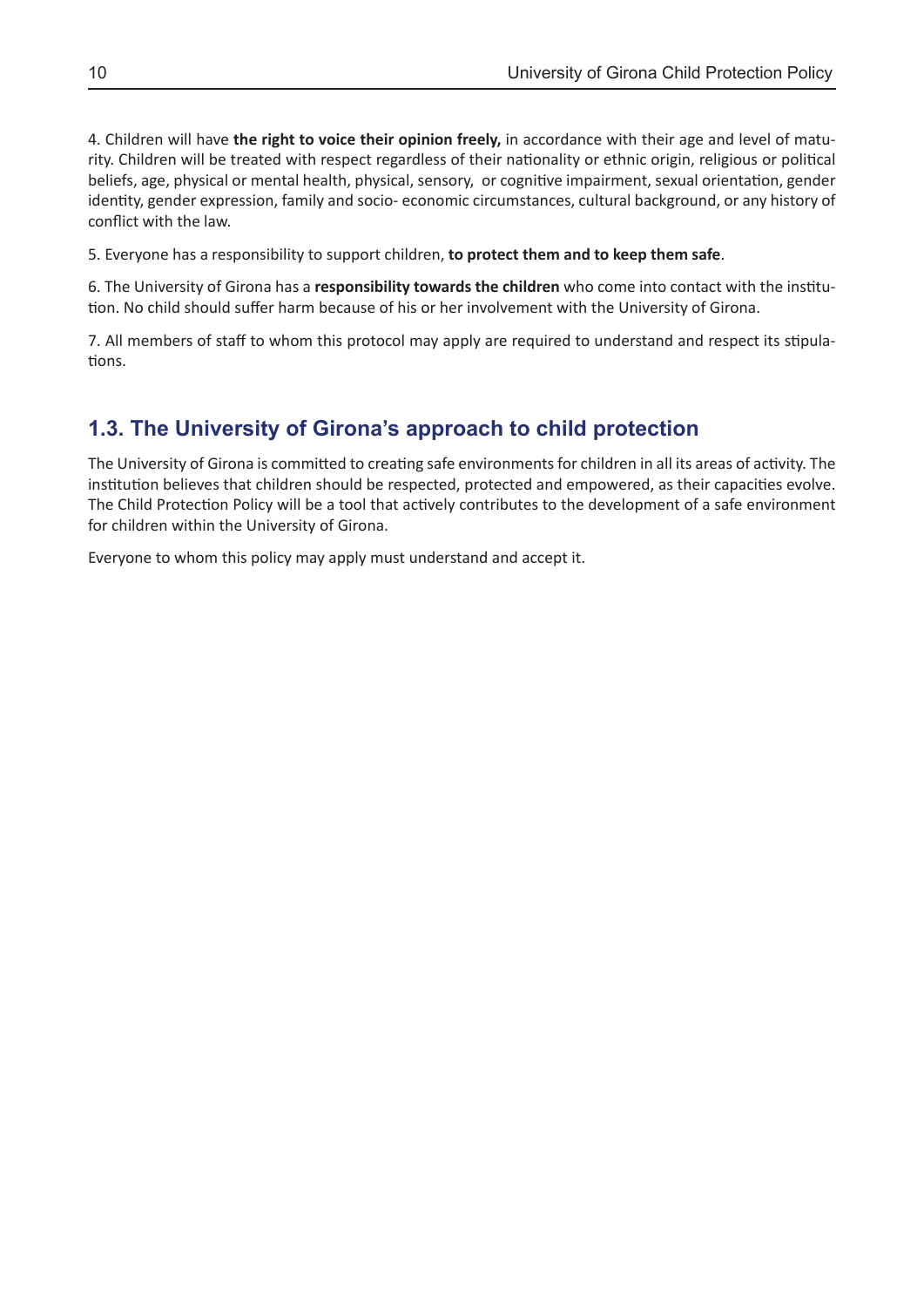4. Children will have **the right to voice their opinion freely,** in accordance with their age and level of maturity. Children will be treated with respect regardless of their nationality or ethnic origin, religious or political beliefs, age, physical or mental health, physical, sensory, or cognitive impairment, sexual orientation, gender identity, gender expression, family and socio- economic circumstances, cultural background, or any history of conflict with the law.

5. Everyone has a responsibility to support children, **to protect them and to keep them safe**.

6. The University of Girona has a **responsibility towards the children** who come into contact with the institution. No child should suffer harm because of his or her involvement with the University of Girona.

7. All members of staff to whom this protocol may apply are required to understand and respect its stipulations.

## 1.3. The University of Girona's approach to child protection

The University of Girona is committed to creating safe environments for children in all its areas of activity. The institution believes that children should be respected, protected and empowered, as their capacities evolve. The Child Protection Policy will be a tool that actively contributes to the development of a safe environment for children within the University of Girona.

Everyone to whom this policy may apply must understand and accept it.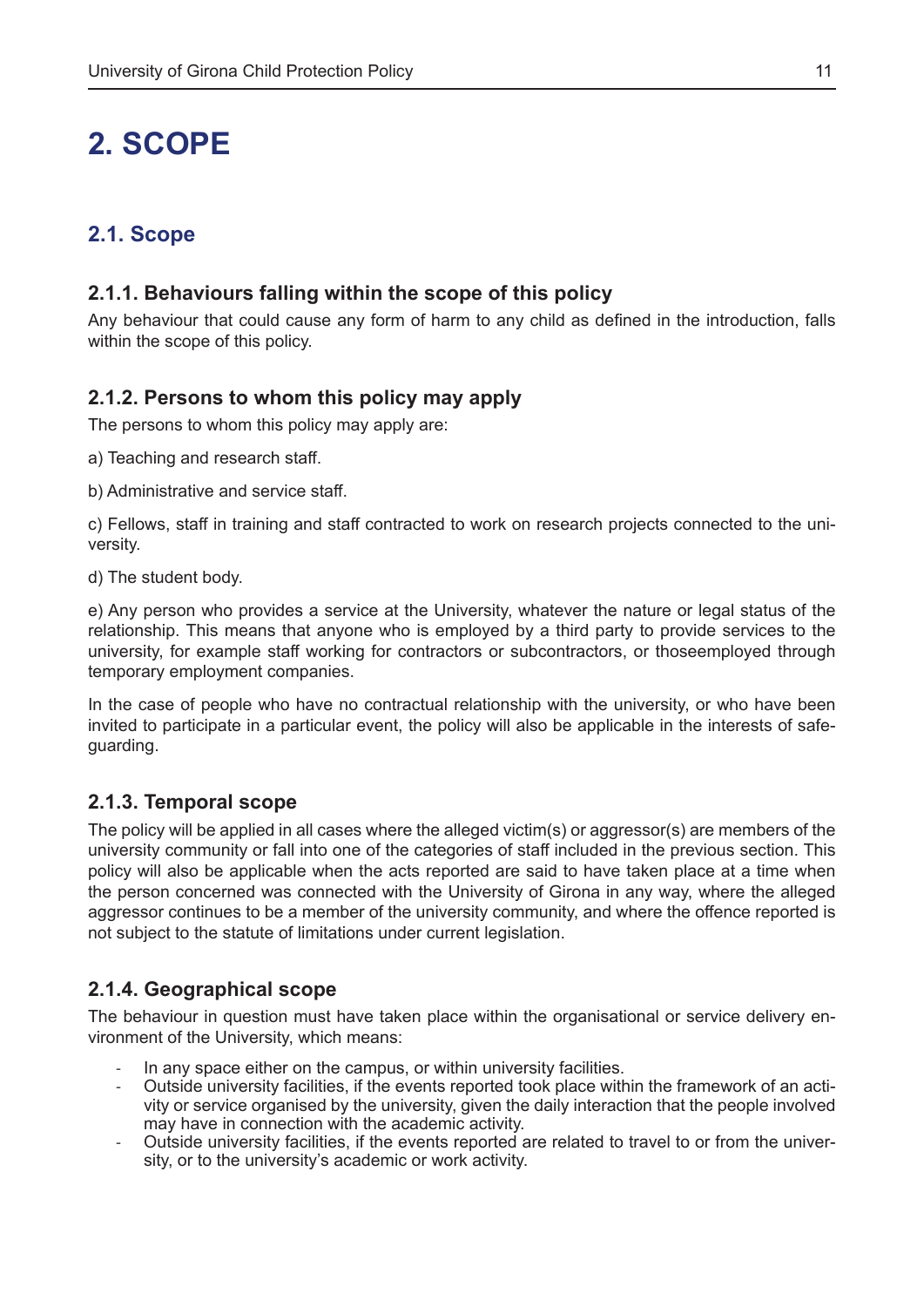# 2. SCOPE

## 2.1. Scope

### 2.1.1. Behaviours falling within the scope of this policy

Any behaviour that could cause any form of harm to any child as defined in the introduction, falls within the scope of this policy.

### 2.1.2. Persons to whom this policy may apply

The persons to whom this policy may apply are:

a) Teaching and research staff.

b) Administrative and service staff.

c) Fellows, staff in training and staff contracted to work on research projects connected to the university.

d) The student body.

e) Any person who provides a service at the University, whatever the nature or legal status of the relationship. This means that anyone who is employed by a third party to provide services to the university, for example staff working for contractors or subcontractors, or thoseemployed through temporary employment companies.

In the case of people who have no contractual relationship with the university, or who have been invited to participate in a particular event, the policy will also be applicable in the interests of safeguarding.

### 2.1.3. Temporal scope

The policy will be applied in all cases where the alleged victim(s) or aggressor(s) are members of the university community or fall into one of the categories of staff included in the previous section. This policy will also be applicable when the acts reported are said to have taken place at a time when the person concerned was connected with the University of Girona in any way, where the alleged aggressor continues to be a member of the university community, and where the offence reported is not subject to the statute of limitations under current legislation.

### 2.1.4. Geographical scope

The behaviour in question must have taken place within the organisational or service delivery environment of the University, which means:

- In any space either on the campus, or within university facilities.
- Outside university facilities, if the events reported took place within the framework of an activity or service organised by the university, given the daily interaction that the people involved may have in connection with the academic activity.
- Outside university facilities, if the events reported are related to travel to or from the university, or to the university's academic or work activity.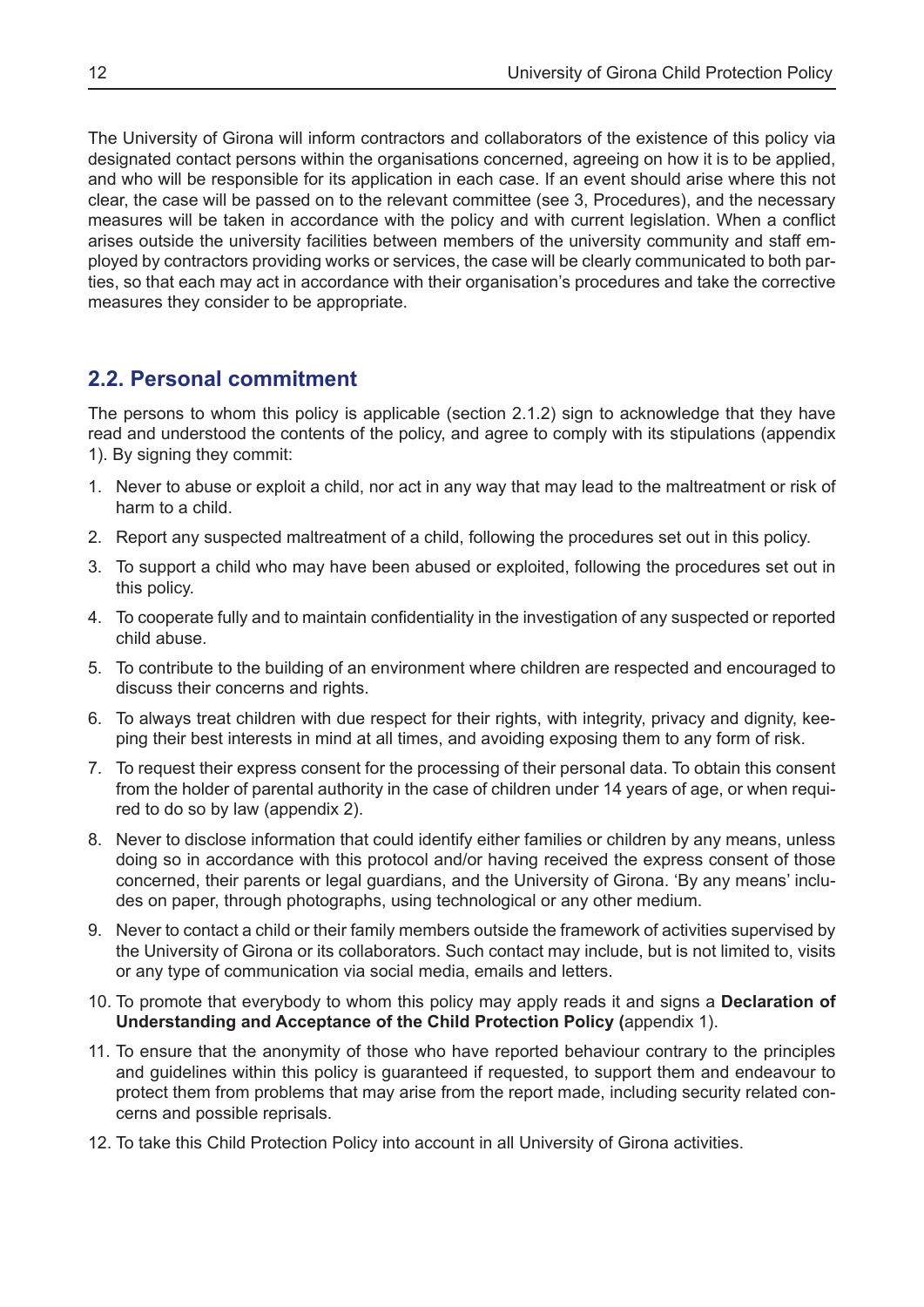The University of Girona will inform contractors and collaborators of the existence of this policy via designated contact persons within the organisations concerned, agreeing on how it is to be applied, and who will be responsible for its application in each case. If an event should arise where this not clear, the case will be passed on to the relevant committee (see 3, Procedures), and the necessary measures will be taken in accordance with the policy and with current legislation. When a conflict arises outside the university facilities between members of the university community and staff employed by contractors providing works or services, the case will be clearly communicated to both parties, so that each may act in accordance with their organisation's procedures and take the corrective measures they consider to be appropriate.

## 2.2. Personal commitment

The persons to whom this policy is applicable (section 2.1.2) sign to acknowledge that they have read and understood the contents of the policy, and agree to comply with its stipulations (appendix 1). By signing they commit:

1. Never to abuse or exploit a child, nor act in any way that may lead to the maltreatment or risk of harm to a child.
2. Report any suspected maltreatment of a child, following the procedures set out in this policy.
3. To support a child who may have been abused or exploited, following the procedures set out in this policy.
4. To cooperate fully and to maintain confidentiality in the investigation of any suspected or reported child abuse.
5. To contribute to the building of an environment where children are respected and encouraged to discuss their concerns and rights.
6. To always treat children with due respect for their rights, with integrity, privacy and dignity, keeping their best interests in mind at all times, and avoiding exposing them to any form of risk.
7. To request their express consent for the processing of their personal data. To obtain this consent from the holder of parental authority in the case of children under 14 years of age, or when required to do so by law (appendix 2).
8. Never to disclose information that could identify either families or children by any means, unless doing so in accordance with this protocol and/or having received the express consent of those concerned, their parents or legal guardians, and the University of Girona. 'By any means' includes on paper, through photographs, using technological or any other medium.
9. Never to contact a child or their family members outside the framework of activities supervised by the University of Girona or its collaborators. Such contact may include, but is not limited to, visits or any type of communication via social media, emails and letters.
10. To promote that everybody to whom this policy may apply reads it and signs a **Declaration of Understanding and Acceptance of the Child Protection Policy (**appendix 1).
11. To ensure that the anonymity of those who have reported behaviour contrary to the principles and guidelines within this policy is guaranteed if requested, to support them and endeavour to protect them from problems that may arise from the report made, including security related concerns and possible reprisals.
12. To take this Child Protection Policy into account in all University of Girona activities.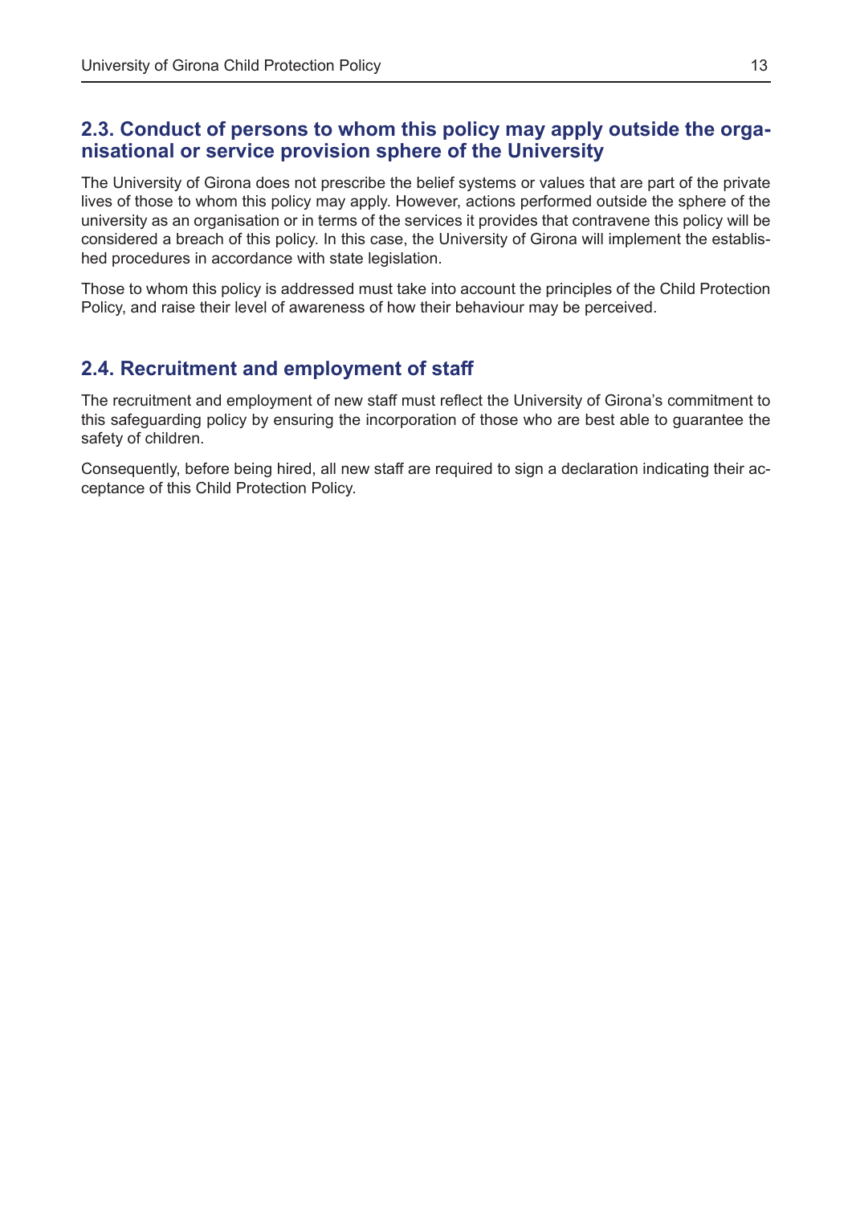## 2.3. Conduct of persons to whom this policy may apply outside the organisational or service provision sphere of the University

The University of Girona does not prescribe the belief systems or values that are part of the private lives of those to whom this policy may apply. However, actions performed outside the sphere of the university as an organisation or in terms of the services it provides that contravene this policy will be considered a breach of this policy. In this case, the University of Girona will implement the established procedures in accordance with state legislation.

Those to whom this policy is addressed must take into account the principles of the Child Protection Policy, and raise their level of awareness of how their behaviour may be perceived.

## 2.4. Recruitment and employment of staff

The recruitment and employment of new staff must reflect the University of Girona's commitment to this safeguarding policy by ensuring the incorporation of those who are best able to guarantee the safety of children.

Consequently, before being hired, all new staff are required to sign a declaration indicating their acceptance of this Child Protection Policy.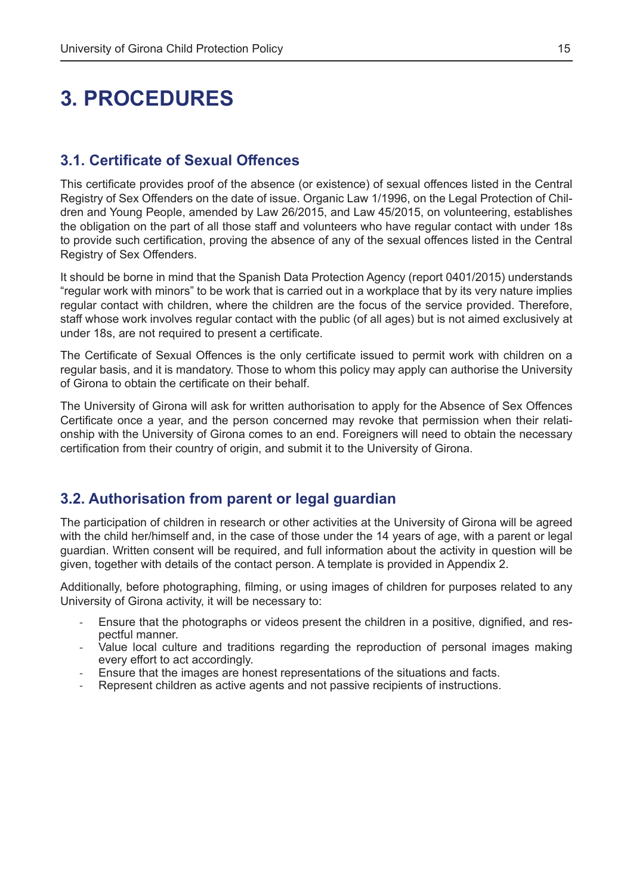# 3. PROCEDURES

## 3.1. Certificate of Sexual Offences

This certificate provides proof of the absence (or existence) of sexual offences listed in the Central Registry of Sex Offenders on the date of issue. Organic Law 1/1996, on the Legal Protection of Children and Young People, amended by Law 26/2015, and Law 45/2015, on volunteering, establishes the obligation on the part of all those staff and volunteers who have regular contact with under 18s to provide such certification, proving the absence of any of the sexual offences listed in the Central Registry of Sex Offenders.

It should be borne in mind that the Spanish Data Protection Agency (report 0401/2015) understands "regular work with minors" to be work that is carried out in a workplace that by its very nature implies regular contact with children, where the children are the focus of the service provided. Therefore, staff whose work involves regular contact with the public (of all ages) but is not aimed exclusively at under 18s, are not required to present a certificate.

The Certificate of Sexual Offences is the only certificate issued to permit work with children on a regular basis, and it is mandatory. Those to whom this policy may apply can authorise the University of Girona to obtain the certificate on their behalf.

The University of Girona will ask for written authorisation to apply for the Absence of Sex Offences Certificate once a year, and the person concerned may revoke that permission when their relationship with the University of Girona comes to an end. Foreigners will need to obtain the necessary certification from their country of origin, and submit it to the University of Girona.

## 3.2. Authorisation from parent or legal guardian

The participation of children in research or other activities at the University of Girona will be agreed with the child her/himself and, in the case of those under the 14 years of age, with a parent or legal guardian. Written consent will be required, and full information about the activity in question will be given, together with details of the contact person. A template is provided in Appendix 2.

Additionally, before photographing, filming, or using images of children for purposes related to any University of Girona activity, it will be necessary to:

- Ensure that the photographs or videos present the children in a positive, dignified, and respectful manner.
- Value local culture and traditions regarding the reproduction of personal images making every effort to act accordingly.
- Ensure that the images are honest representations of the situations and facts.
- Represent children as active agents and not passive recipients of instructions.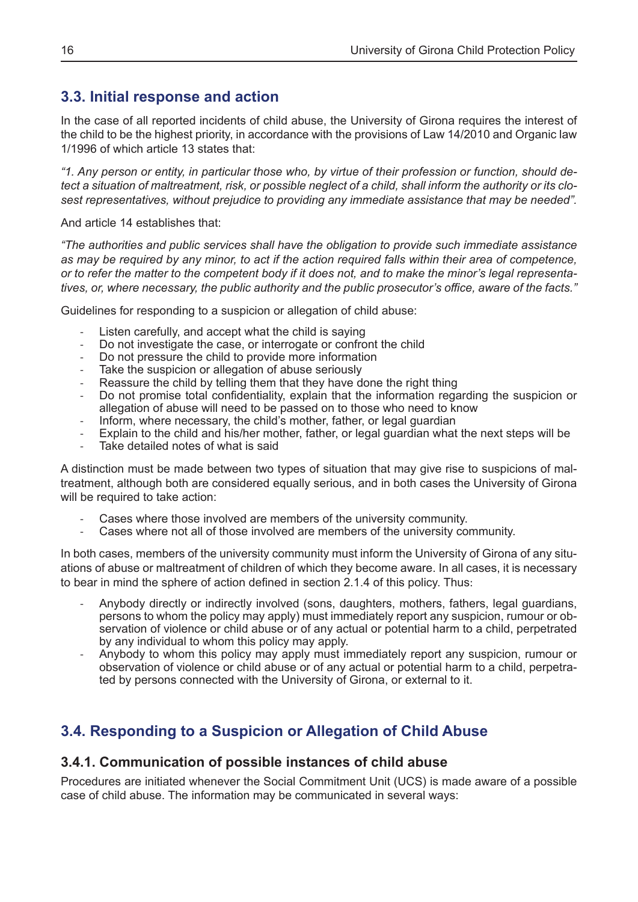## 3.3. Initial response and action

In the case of all reported incidents of child abuse, the University of Girona requires the interest of the child to be the highest priority, in accordance with the provisions of Law 14/2010 and Organic law 1/1996 of which article 13 states that:

*"1. Any person or entity, in particular those who, by virtue of their profession or function, should detect a situation of maltreatment, risk, or possible neglect of a child, shall inform the authority or its closest representatives, without prejudice to providing any immediate assistance that may be needed".*

And article 14 establishes that:

*"The authorities and public services shall have the obligation to provide such immediate assistance as may be required by any minor, to act if the action required falls within their area of competence, or to refer the matter to the competent body if it does not, and to make the minor's legal representatives, or, where necessary, the public authority and the public prosecutor's office, aware of the facts."*

Guidelines for responding to a suspicion or allegation of child abuse:

- Listen carefully, and accept what the child is saying
- Do not investigate the case, or interrogate or confront the child
- Do not pressure the child to provide more information
- Take the suspicion or allegation of abuse seriously
- Reassure the child by telling them that they have done the right thing
- Do not promise total confidentiality, explain that the information regarding the suspicion or allegation of abuse will need to be passed on to those who need to know
- Inform, where necessary, the child's mother, father, or legal guardian
- Explain to the child and his/her mother, father, or legal guardian what the next steps will be
- Take detailed notes of what is said

A distinction must be made between two types of situation that may give rise to suspicions of maltreatment, although both are considered equally serious, and in both cases the University of Girona will be required to take action:

- Cases where those involved are members of the university community.
- Cases where not all of those involved are members of the university community.

In both cases, members of the university community must inform the University of Girona of any situations of abuse or maltreatment of children of which they become aware. In all cases, it is necessary to bear in mind the sphere of action defined in section 2.1.4 of this policy. Thus:

- Anybody directly or indirectly involved (sons, daughters, mothers, fathers, legal guardians, persons to whom the policy may apply) must immediately report any suspicion, rumour or observation of violence or child abuse or of any actual or potential harm to a child, perpetrated by any individual to whom this policy may apply.
- Anybody to whom this policy may apply must immediately report any suspicion, rumour or observation of violence or child abuse or of any actual or potential harm to a child, perpetrated by persons connected with the University of Girona, or external to it.

## 3.4. Responding to a Suspicion or Allegation of Child Abuse

### 3.4.1. Communication of possible instances of child abuse

Procedures are initiated whenever the Social Commitment Unit (UCS) is made aware of a possible case of child abuse. The information may be communicated in several ways: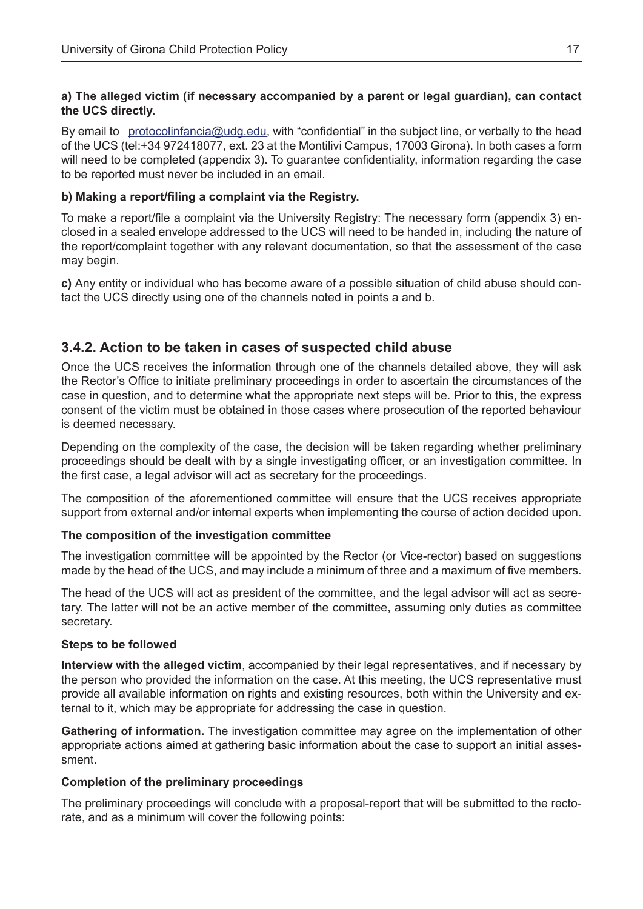**a) The alleged victim (if necessary accompanied by a parent or legal guardian), can contact the UCS directly.**

By email to protocolinfancia@udg.edu, with "confidential" in the subject line, or verbally to the head of the UCS (tel:+34 972418077, ext. 23 at the Montilivi Campus, 17003 Girona). In both cases a form will need to be completed (appendix 3). To guarantee confidentiality, information regarding the case to be reported must never be included in an email.

**b) Making a report/filing a complaint via the Registry.**

To make a report/file a complaint via the University Registry: The necessary form (appendix 3) enclosed in a sealed envelope addressed to the UCS will need to be handed in, including the nature of the report/complaint together with any relevant documentation, so that the assessment of the case may begin.

**c)** Any entity or individual who has become aware of a possible situation of child abuse should contact the UCS directly using one of the channels noted in points a and b.

## 3.4.2. Action to be taken in cases of suspected child abuse

Once the UCS receives the information through one of the channels detailed above, they will ask the Rector's Office to initiate preliminary proceedings in order to ascertain the circumstances of the case in question, and to determine what the appropriate next steps will be. Prior to this, the express consent of the victim must be obtained in those cases where prosecution of the reported behaviour is deemed necessary.

Depending on the complexity of the case, the decision will be taken regarding whether preliminary proceedings should be dealt with by a single investigating officer, or an investigation committee. In the first case, a legal advisor will act as secretary for the proceedings.

The composition of the aforementioned committee will ensure that the UCS receives appropriate support from external and/or internal experts when implementing the course of action decided upon.

**The composition of the investigation committee**

The investigation committee will be appointed by the Rector (or Vice-rector) based on suggestions made by the head of the UCS, and may include a minimum of three and a maximum of five members.

The head of the UCS will act as president of the committee, and the legal advisor will act as secretary. The latter will not be an active member of the committee, assuming only duties as committee secretary.

**Steps to be followed**

**Interview with the alleged victim**, accompanied by their legal representatives, and if necessary by the person who provided the information on the case. At this meeting, the UCS representative must provide all available information on rights and existing resources, both within the University and external to it, which may be appropriate for addressing the case in question.

**Gathering of information.** The investigation committee may agree on the implementation of other appropriate actions aimed at gathering basic information about the case to support an initial assessment.

**Completion of the preliminary proceedings**

The preliminary proceedings will conclude with a proposal-report that will be submitted to the rectorate, and as a minimum will cover the following points: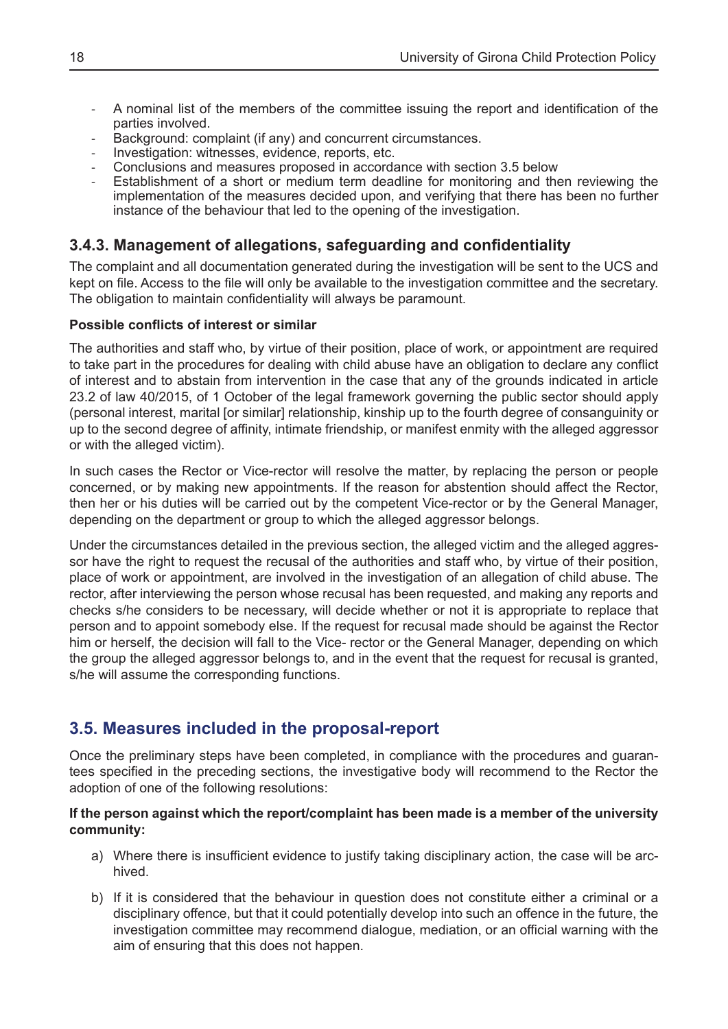- A nominal list of the members of the committee issuing the report and identification of the parties involved.
- Background: complaint (if any) and concurrent circumstances.
- Investigation: witnesses, evidence, reports, etc.
- Conclusions and measures proposed in accordance with section 3.5 below
- Establishment of a short or medium term deadline for monitoring and then reviewing the implementation of the measures decided upon, and verifying that there has been no further instance of the behaviour that led to the opening of the investigation.

### 3.4.3. Management of allegations, safeguarding and confidentiality

The complaint and all documentation generated during the investigation will be sent to the UCS and kept on file. Access to the file will only be available to the investigation committee and the secretary. The obligation to maintain confidentiality will always be paramount.

**Possible conflicts of interest or similar**

The authorities and staff who, by virtue of their position, place of work, or appointment are required to take part in the procedures for dealing with child abuse have an obligation to declare any conflict of interest and to abstain from intervention in the case that any of the grounds indicated in article 23.2 of law 40/2015, of 1 October of the legal framework governing the public sector should apply (personal interest, marital [or similar] relationship, kinship up to the fourth degree of consanguinity or up to the second degree of affinity, intimate friendship, or manifest enmity with the alleged aggressor or with the alleged victim).

In such cases the Rector or Vice-rector will resolve the matter, by replacing the person or people concerned, or by making new appointments. If the reason for abstention should affect the Rector, then her or his duties will be carried out by the competent Vice-rector or by the General Manager, depending on the department or group to which the alleged aggressor belongs.

Under the circumstances detailed in the previous section, the alleged victim and the alleged aggressor have the right to request the recusal of the authorities and staff who, by virtue of their position, place of work or appointment, are involved in the investigation of an allegation of child abuse. The rector, after interviewing the person whose recusal has been requested, and making any reports and checks s/he considers to be necessary, will decide whether or not it is appropriate to replace that person and to appoint somebody else. If the request for recusal made should be against the Rector him or herself, the decision will fall to the Vice- rector or the General Manager, depending on which the group the alleged aggressor belongs to, and in the event that the request for recusal is granted, s/he will assume the corresponding functions.

## 3.5. Measures included in the proposal-report

Once the preliminary steps have been completed, in compliance with the procedures and guarantees specified in the preceding sections, the investigative body will recommend to the Rector the adoption of one of the following resolutions:

**If the person against which the report/complaint has been made is a member of the university community:**

a) Where there is insufficient evidence to justify taking disciplinary action, the case will be archived.

b) If it is considered that the behaviour in question does not constitute either a criminal or a disciplinary offence, but that it could potentially develop into such an offence in the future, the investigation committee may recommend dialogue, mediation, or an official warning with the aim of ensuring that this does not happen.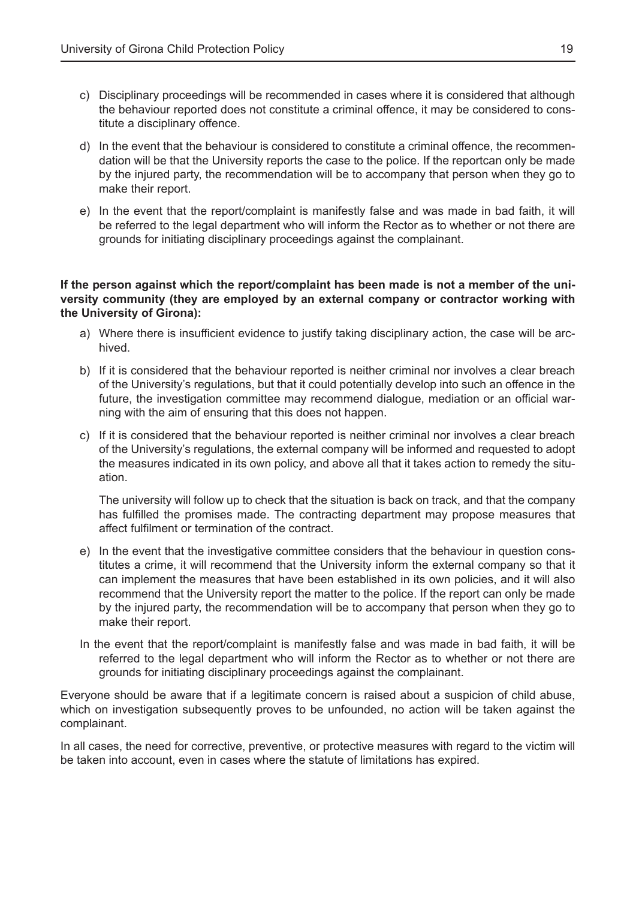c) Disciplinary proceedings will be recommended in cases where it is considered that although the behaviour reported does not constitute a criminal offence, it may be considered to constitute a disciplinary offence.

d) In the event that the behaviour is considered to constitute a criminal offence, the recommendation will be that the University reports the case to the police. If the reportcan only be made by the injured party, the recommendation will be to accompany that person when they go to make their report.

e) In the event that the report/complaint is manifestly false and was made in bad faith, it will be referred to the legal department who will inform the Rector as to whether or not there are grounds for initiating disciplinary proceedings against the complainant.

**If the person against which the report/complaint has been made is not a member of the university community (they are employed by an external company or contractor working with the University of Girona):**

a) Where there is insufficient evidence to justify taking disciplinary action, the case will be archived.

b) If it is considered that the behaviour reported is neither criminal nor involves a clear breach of the University's regulations, but that it could potentially develop into such an offence in the future, the investigation committee may recommend dialogue, mediation or an official warning with the aim of ensuring that this does not happen.

c) If it is considered that the behaviour reported is neither criminal nor involves a clear breach of the University's regulations, the external company will be informed and requested to adopt the measures indicated in its own policy, and above all that it takes action to remedy the situation.

   The university will follow up to check that the situation is back on track, and that the company has fulfilled the promises made. The contracting department may propose measures that affect fulfilment or termination of the contract.

e) In the event that the investigative committee considers that the behaviour in question constitutes a crime, it will recommend that the University inform the external company so that it can implement the measures that have been established in its own policies, and it will also recommend that the University report the matter to the police. If the report can only be made by the injured party, the recommendation will be to accompany that person when they go to make their report.

In the event that the report/complaint is manifestly false and was made in bad faith, it will be referred to the legal department who will inform the Rector as to whether or not there are grounds for initiating disciplinary proceedings against the complainant.

Everyone should be aware that if a legitimate concern is raised about a suspicion of child abuse, which on investigation subsequently proves to be unfounded, no action will be taken against the complainant.

In all cases, the need for corrective, preventive, or protective measures with regard to the victim will be taken into account, even in cases where the statute of limitations has expired.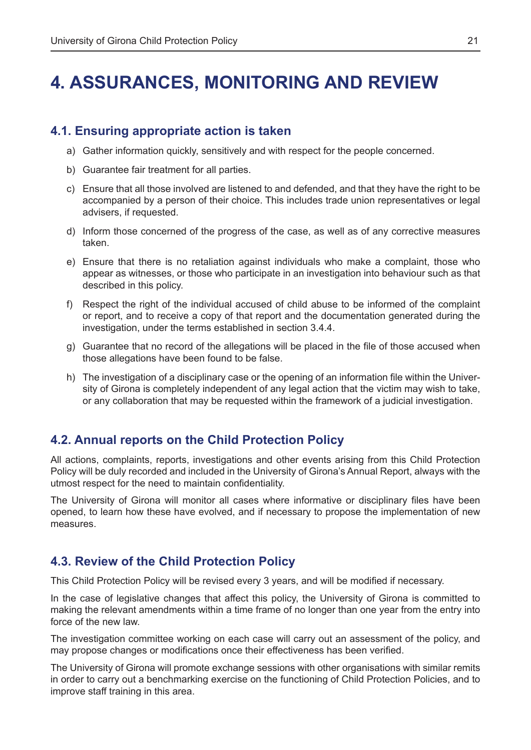# 4. ASSURANCES, MONITORING AND REVIEW

## 4.1. Ensuring appropriate action is taken

a) Gather information quickly, sensitively and with respect for the people concerned.

b) Guarantee fair treatment for all parties.

c) Ensure that all those involved are listened to and defended, and that they have the right to be accompanied by a person of their choice. This includes trade union representatives or legal advisers, if requested.

d) Inform those concerned of the progress of the case, as well as of any corrective measures taken.

e) Ensure that there is no retaliation against individuals who make a complaint, those who appear as witnesses, or those who participate in an investigation into behaviour such as that described in this policy.

f) Respect the right of the individual accused of child abuse to be informed of the complaint or report, and to receive a copy of that report and the documentation generated during the investigation, under the terms established in section 3.4.4.

g) Guarantee that no record of the allegations will be placed in the file of those accused when those allegations have been found to be false.

h) The investigation of a disciplinary case or the opening of an information file within the University of Girona is completely independent of any legal action that the victim may wish to take, or any collaboration that may be requested within the framework of a judicial investigation.

## 4.2. Annual reports on the Child Protection Policy

All actions, complaints, reports, investigations and other events arising from this Child Protection Policy will be duly recorded and included in the University of Girona's Annual Report, always with the utmost respect for the need to maintain confidentiality.

The University of Girona will monitor all cases where informative or disciplinary files have been opened, to learn how these have evolved, and if necessary to propose the implementation of new measures.

## 4.3. Review of the Child Protection Policy

This Child Protection Policy will be revised every 3 years, and will be modified if necessary.

In the case of legislative changes that affect this policy, the University of Girona is committed to making the relevant amendments within a time frame of no longer than one year from the entry into force of the new law.

The investigation committee working on each case will carry out an assessment of the policy, and may propose changes or modifications once their effectiveness has been verified.

The University of Girona will promote exchange sessions with other organisations with similar remits in order to carry out a benchmarking exercise on the functioning of Child Protection Policies, and to improve staff training in this area.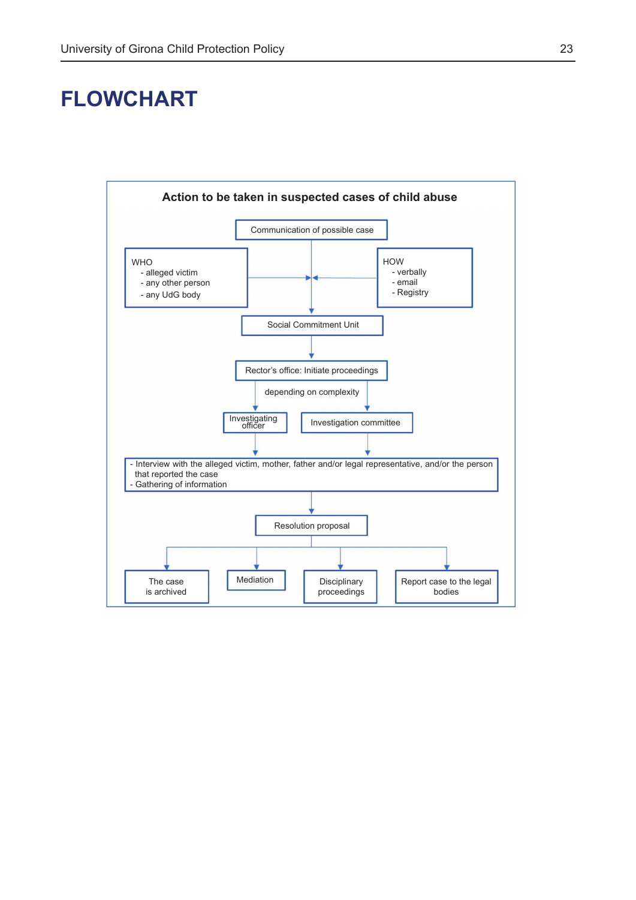# FLOWCHART

**Action to be taken in suspected cases of child abuse**

Communication of possible case

WHO
- alleged victim
- any other person
- any UdG body

HOW
- verbally
- email
- Registry

Social Commitment Unit

Rector's office: Initiate proceedings

depending on complexity

Investigating officer

Investigation committee

- Interview with the alleged victim, mother, father and/or legal representative, and/or the person that reported the case
- Gathering of information

Resolution proposal

The case is archived

Mediation

Disciplinary proceedings

Report case to the legal bodies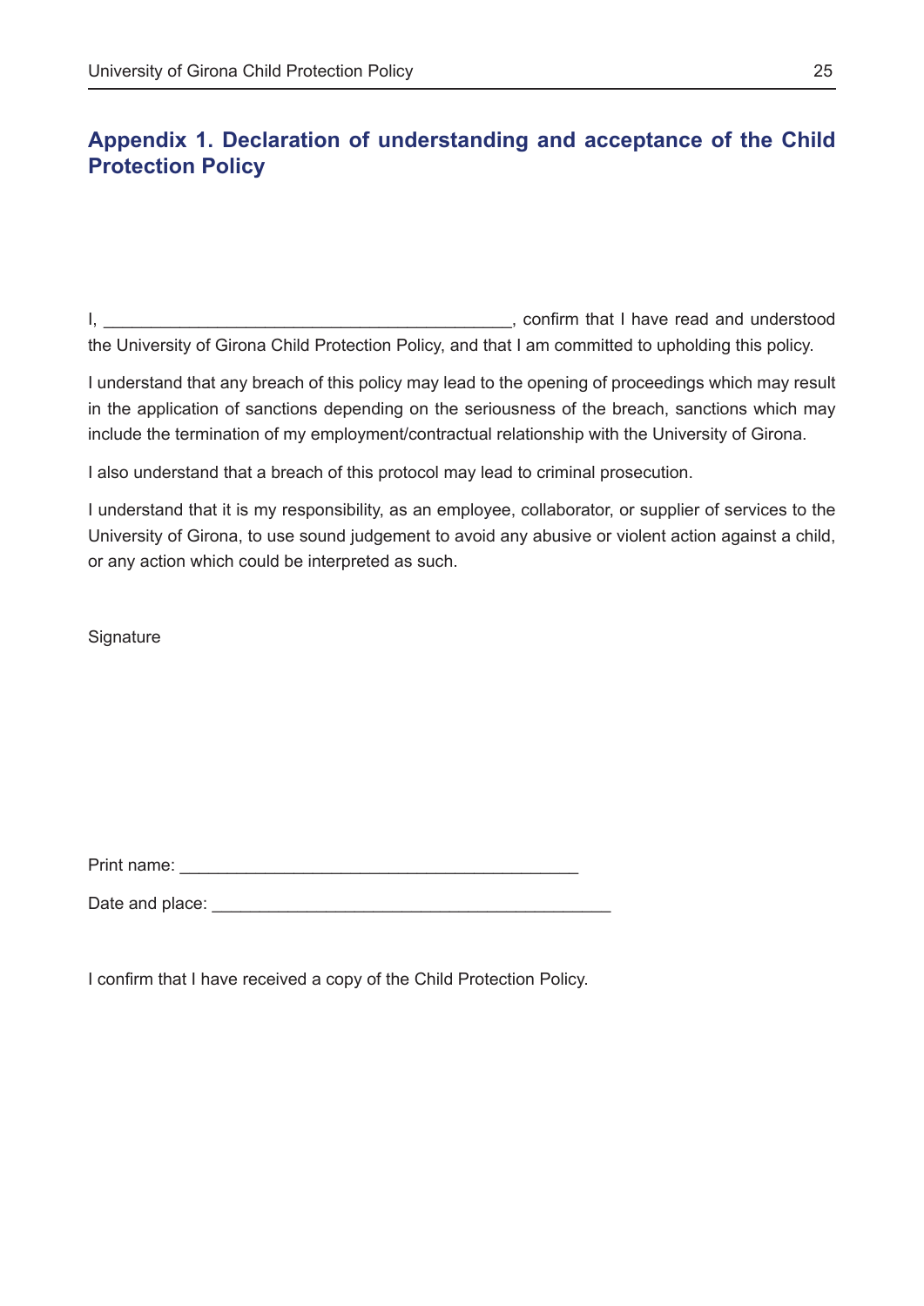## Appendix 1. Declaration of understanding and acceptance of the Child Protection Policy

I, __________________________________________, confirm that I have read and understood the University of Girona Child Protection Policy, and that I am committed to upholding this policy.

I understand that any breach of this policy may lead to the opening of proceedings which may result in the application of sanctions depending on the seriousness of the breach, sanctions which may include the termination of my employment/contractual relationship with the University of Girona.

I also understand that a breach of this protocol may lead to criminal prosecution.

I understand that it is my responsibility, as an employee, collaborator, or supplier of services to the University of Girona, to use sound judgement to avoid any abusive or violent action against a child, or any action which could be interpreted as such.

Signature

Print name: __________________________________________

Date and place: __________________________________________

I confirm that I have received a copy of the Child Protection Policy.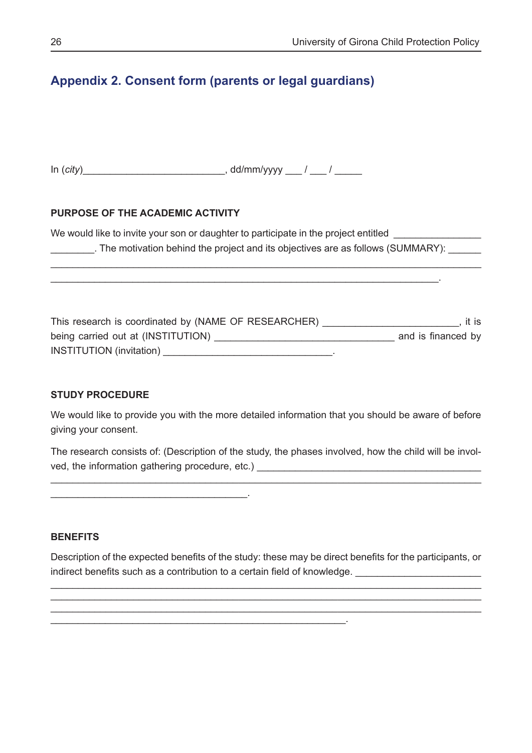## Appendix 2. Consent form (parents or legal guardians)

In (*city*)_________________________, dd/mm/yyyy ___ / ___ / _____

**PURPOSE OF THE ACADEMIC ACTIVITY**

We would like to invite your son or daughter to participate in the project entitled _______________ ________. The motivation behind the project and its objectives are as follows (SUMMARY): ______ ___________________________________________________________________________ ______________________________________________________________________.

This research is coordinated by (NAME OF RESEARCHER) ________________________, it is being carried out at (INSTITUTION) ________________________________ and is financed by INSTITUTION (invitation) ______________________________.

**STUDY PROCEDURE**

We would like to provide you with the more detailed information that you should be aware of before giving your consent.

The research consists of: (Description of the study, the phases involved, how the child will be involved, the information gathering procedure, etc.) ________________________________________ ___________________________________________________________________________ ___________________________________.

**BENEFITS**

Description of the expected benefits of the study: these may be direct benefits for the participants, or indirect benefits such as a contribution to a certain field of knowledge. ______________________ ___________________________________________________________________________ ___________________________________________________________________________ ___________________________________________________________________________ _____________________________________________________.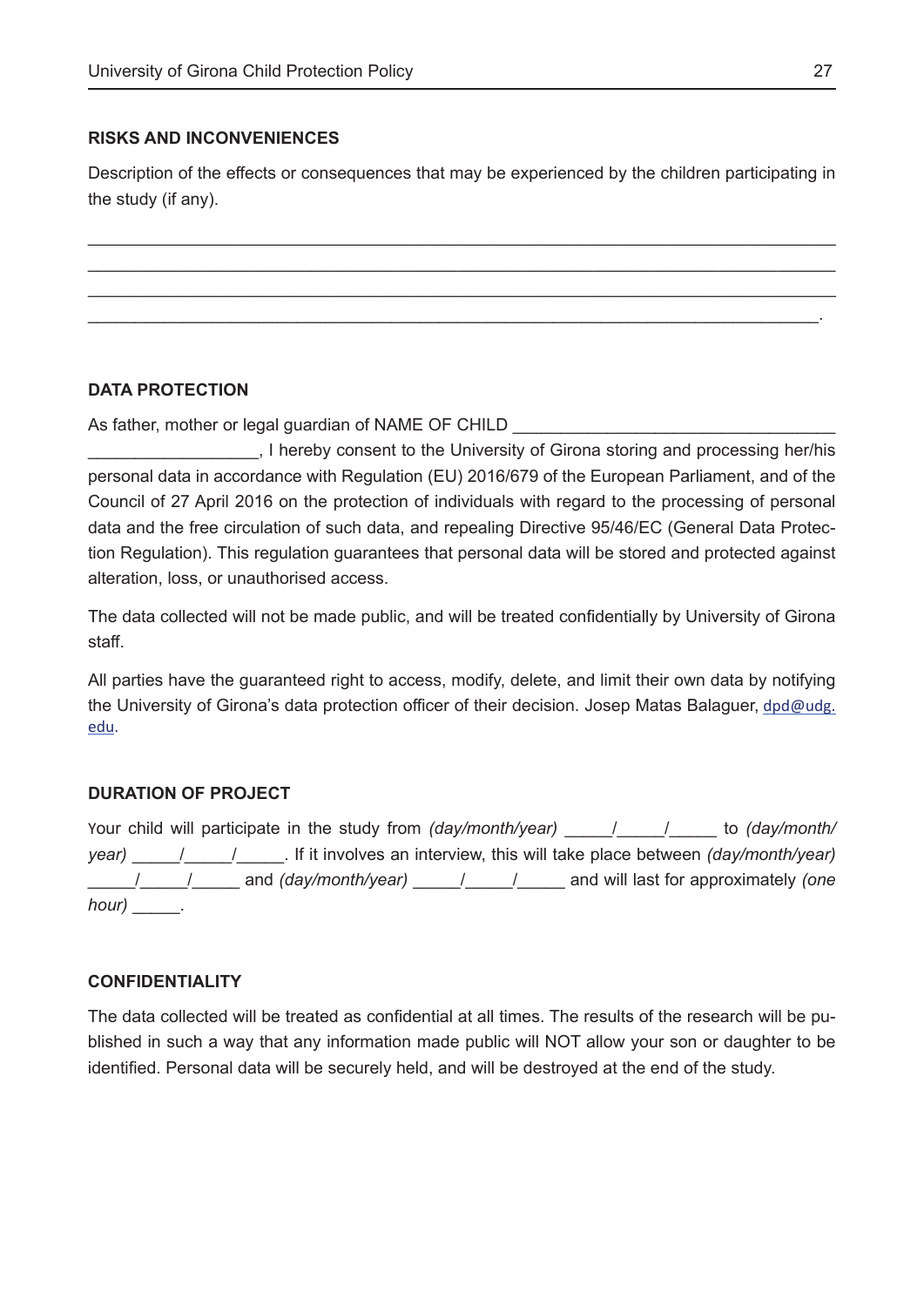#### RISKS AND INCONVENIENCES

Description of the effects or consequences that may be experienced by the children participating in the study (if any).

________________________________________________________________________________
________________________________________________________________________________
________________________________________________________________________________
_______________________________________________________________________________.

#### DATA PROTECTION

As father, mother or legal guardian of NAME OF CHILD __________________________________ __________________, I hereby consent to the University of Girona storing and processing her/his personal data in accordance with Regulation (EU) 2016/679 of the European Parliament, and of the Council of 27 April 2016 on the protection of individuals with regard to the processing of personal data and the free circulation of such data, and repealing Directive 95/46/EC (General Data Protection Regulation). This regulation guarantees that personal data will be stored and protected against alteration, loss, or unauthorised access.

The data collected will not be made public, and will be treated confidentially by University of Girona staff.

All parties have the guaranteed right to access, modify, delete, and limit their own data by notifying the University of Girona's data protection officer of their decision. Josep Matas Balaguer, dpd@udg.edu.

#### DURATION OF PROJECT

Your child will participate in the study from *(day/month/year)* _____/_____/_____ to *(day/month/year)* _____/_____/_____. If it involves an interview, this will take place between *(day/month/year)* _____/_____/_____ and *(day/month/year)* _____/_____/_____ and will last for approximately *(one hour)* _____.

#### CONFIDENTIALITY

The data collected will be treated as confidential at all times. The results of the research will be published in such a way that any information made public will NOT allow your son or daughter to be identified. Personal data will be securely held, and will be destroyed at the end of the study.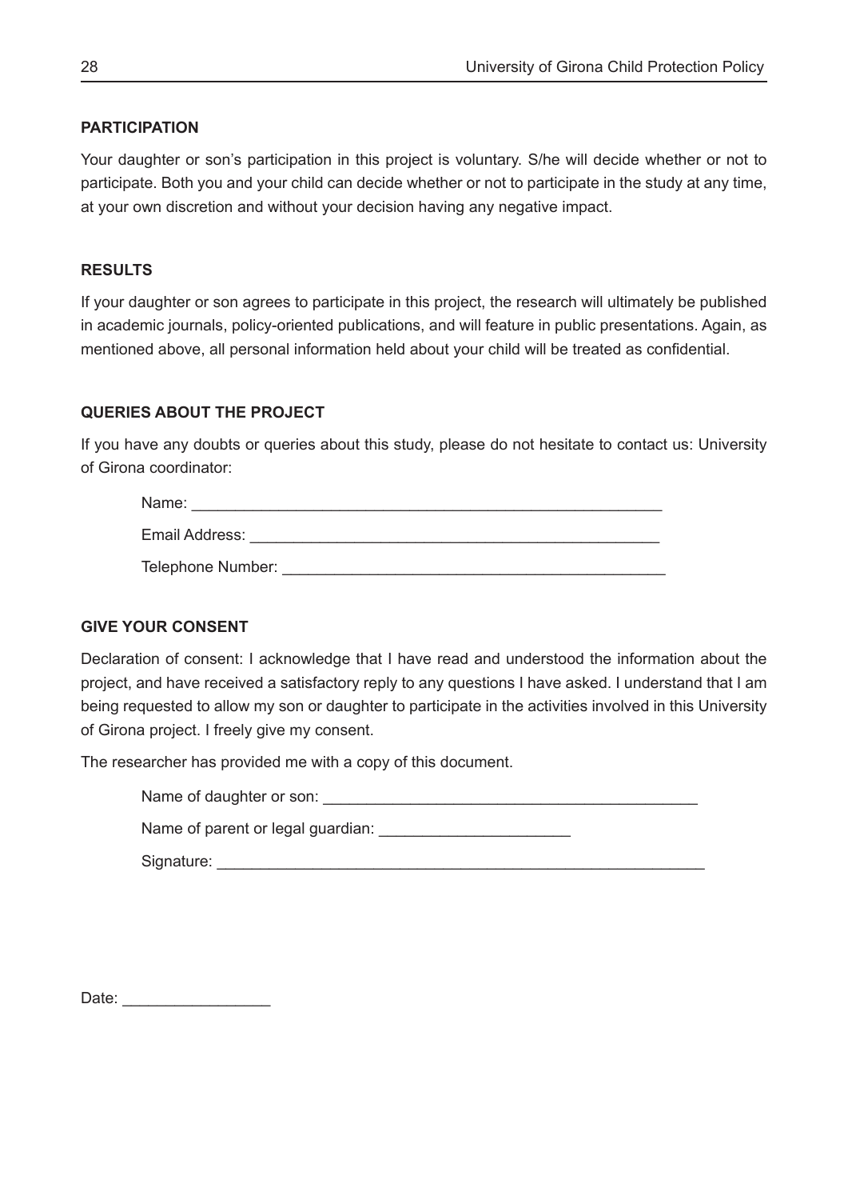### PARTICIPATION

Your daughter or son's participation in this project is voluntary. S/he will decide whether or not to participate. Both you and your child can decide whether or not to participate in the study at any time, at your own discretion and without your decision having any negative impact.

### RESULTS

If your daughter or son agrees to participate in this project, the research will ultimately be published in academic journals, policy-oriented publications, and will feature in public presentations. Again, as mentioned above, all personal information held about your child will be treated as confidential.

### QUERIES ABOUT THE PROJECT

If you have any doubts or queries about this study, please do not hesitate to contact us: University of Girona coordinator:

Name: _______________________________________________________

Email Address: _______________________________________________

Telephone Number: ___________________________________________

### GIVE YOUR CONSENT

Declaration of consent: I acknowledge that I have read and understood the information about the project, and have received a satisfactory reply to any questions I have asked. I understand that I am being requested to allow my son or daughter to participate in the activities involved in this University of Girona project. I freely give my consent.

The researcher has provided me with a copy of this document.

Name of daughter or son: ___________________________________________

Name of parent or legal guardian: ______________________

Signature: _________________________________________________________

Date: _________________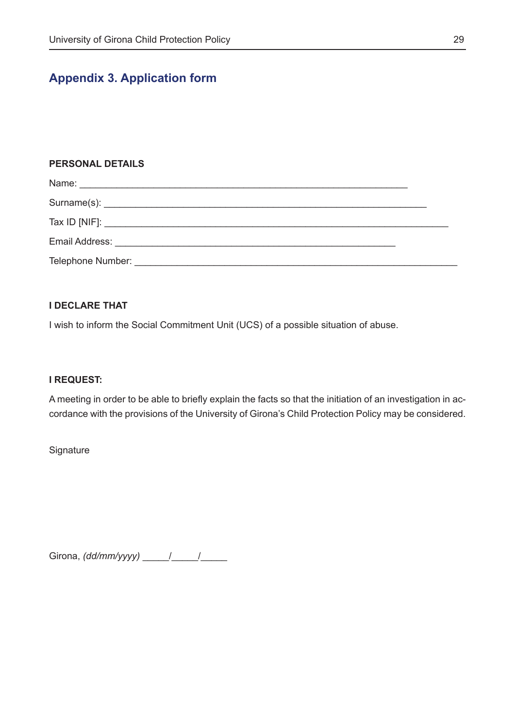## Appendix 3. Application form

**PERSONAL DETAILS**

Name: ____________________________________________________________

Surname(s): ____________________________________________________________

Tax ID [NIF]: ________________________________________________________________

Email Address: _____________________________________________________

Telephone Number: ____________________________________________________________

**I DECLARE THAT**

I wish to inform the Social Commitment Unit (UCS) of a possible situation of abuse.

**I REQUEST:**

A meeting in order to be able to briefly explain the facts so that the initiation of an investigation in accordance with the provisions of the University of Girona's Child Protection Policy may be considered.

Signature

Girona, *(dd/mm/yyyy)* _____/_____/_____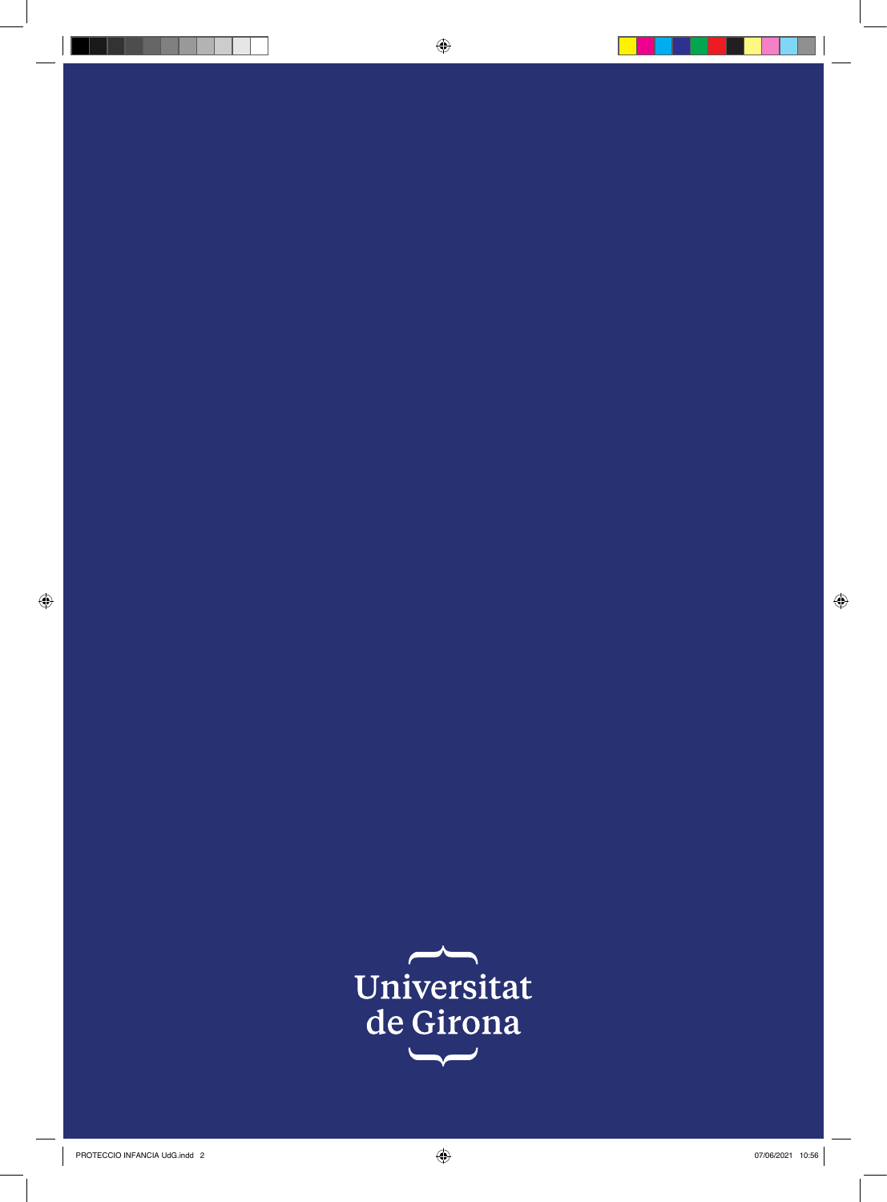Universitat de Girona